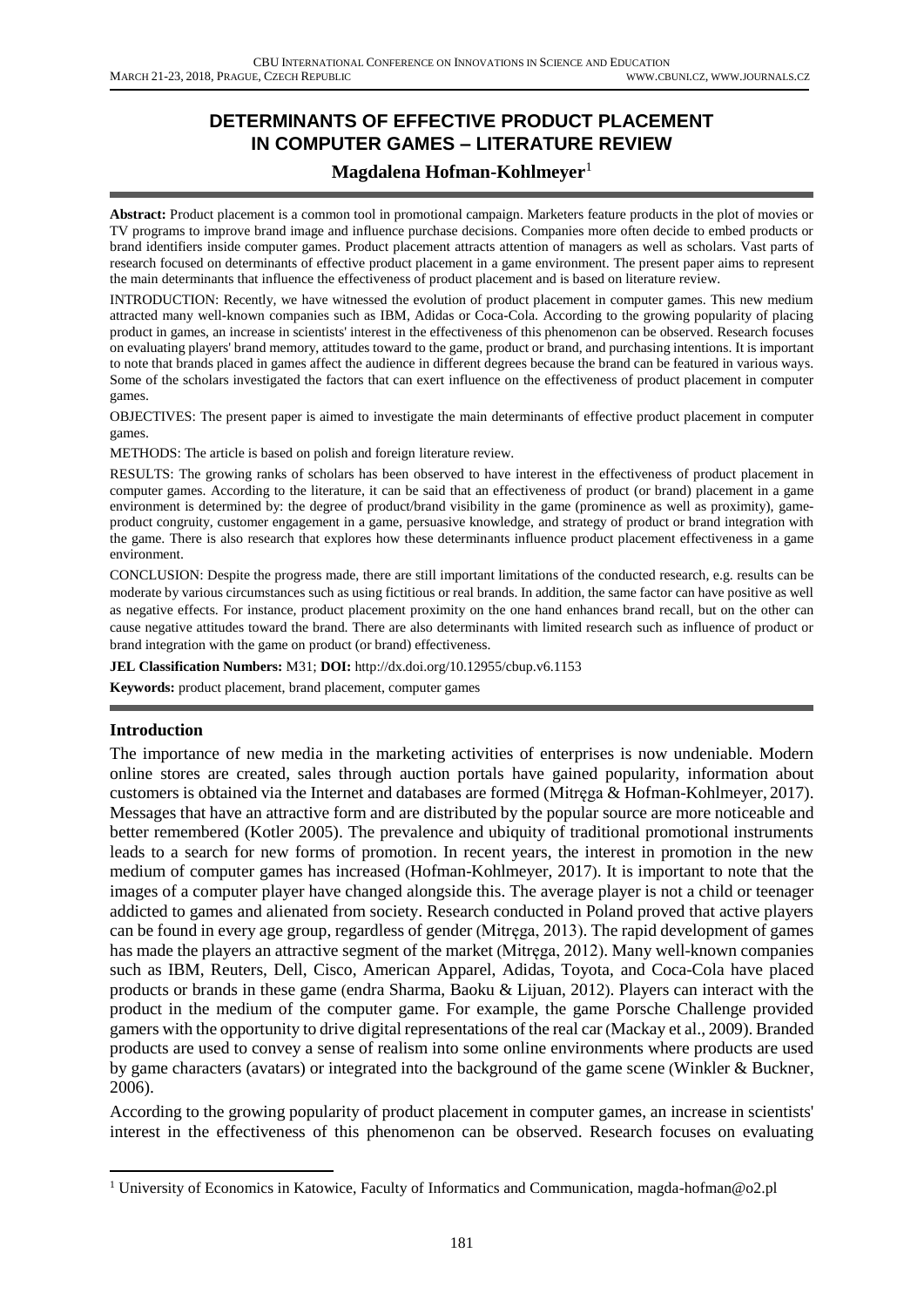# DETERMINANTS OF EFFECTIVE PRODUCT PLACEMENT IN COMPUTER GAMES – LITERATURE REVIEW

**Magdalena Hofman-Kohlmeyer**[1]

**Abstract:** Product placement is a common tool in promotional campaign. Marketers feature products in the plot of movies or TV programs to improve brand image and influence purchase decisions. Companies more often decide to embed products or brand identifiers inside computer games. Product placement attracts attention of managers as well as scholars. Vast parts of research focused on determinants of effective product placement in a game environment. The present paper aims to represent the main determinants that influence the effectiveness of product placement and is based on literature review.

INTRODUCTION: Recently, we have witnessed the evolution of product placement in computer games. This new medium attracted many well-known companies such as IBM, Adidas or Coca-Cola. According to the growing popularity of placing product in games, an increase in scientists' interest in the effectiveness of this phenomenon can be observed. Research focuses on evaluating players' brand memory, attitudes toward to the game, product or brand, and purchasing intentions. It is important to note that brands placed in games affect the audience in different degrees because the brand can be featured in various ways. Some of the scholars investigated the factors that can exert influence on the effectiveness of product placement in computer games.

OBJECTIVES: The present paper is aimed to investigate the main determinants of effective product placement in computer games.

METHODS: The article is based on polish and foreign literature review.

RESULTS: The growing ranks of scholars has been observed to have interest in the effectiveness of product placement in computer games. According to the literature, it can be said that an effectiveness of product (or brand) placement in a game environment is determined by: the degree of product/brand visibility in the game (prominence as well as proximity), game-product congruity, customer engagement in a game, persuasive knowledge, and strategy of product or brand integration with the game. There is also research that explores how these determinants influence product placement effectiveness in a game environment.

CONCLUSION: Despite the progress made, there are still important limitations of the conducted research, e.g. results can be moderate by various circumstances such as using fictitious or real brands. In addition, the same factor can have positive as well as negative effects. For instance, product placement proximity on the one hand enhances brand recall, but on the other can cause negative attitudes toward the brand. There are also determinants with limited research such as influence of product or brand integration with the game on product (or brand) effectiveness.

**JEL Classification Numbers:** M31; **DOI:** http://dx.doi.org/10.12955/cbup.v6.1153

**Keywords:** product placement, brand placement, computer games

## Introduction

The importance of new media in the marketing activities of enterprises is now undeniable. Modern online stores are created, sales through auction portals have gained popularity, information about customers is obtained via the Internet and databases are formed (Mitręga & Hofman-Kohlmeyer, 2017). Messages that have an attractive form and are distributed by the popular source are more noticeable and better remembered (Kotler 2005). The prevalence and ubiquity of traditional promotional instruments leads to a search for new forms of promotion. In recent years, the interest in promotion in the new medium of computer games has increased (Hofman-Kohlmeyer, 2017). It is important to note that the images of a computer player have changed alongside this. The average player is not a child or teenager addicted to games and alienated from society. Research conducted in Poland proved that active players can be found in every age group, regardless of gender (Mitręga, 2013). The rapid development of games has made the players an attractive segment of the market (Mitręga, 2012). Many well-known companies such as IBM, Reuters, Dell, Cisco, American Apparel, Adidas, Toyota, and Coca-Cola have placed products or brands in these game (endra Sharma, Baoku & Lijuan, 2012). Players can interact with the product in the medium of the computer game. For example, the game Porsche Challenge provided gamers with the opportunity to drive digital representations of the real car (Mackay et al., 2009). Branded products are used to convey a sense of realism into some online environments where products are used by game characters (avatars) or integrated into the background of the game scene (Winkler & Buckner, 2006).

According to the growing popularity of product placement in computer games, an increase in scientists' interest in the effectiveness of this phenomenon can be observed. Research focuses on evaluating

[1] University of Economics in Katowice, Faculty of Informatics and Communication, magda-hofman@o2.pl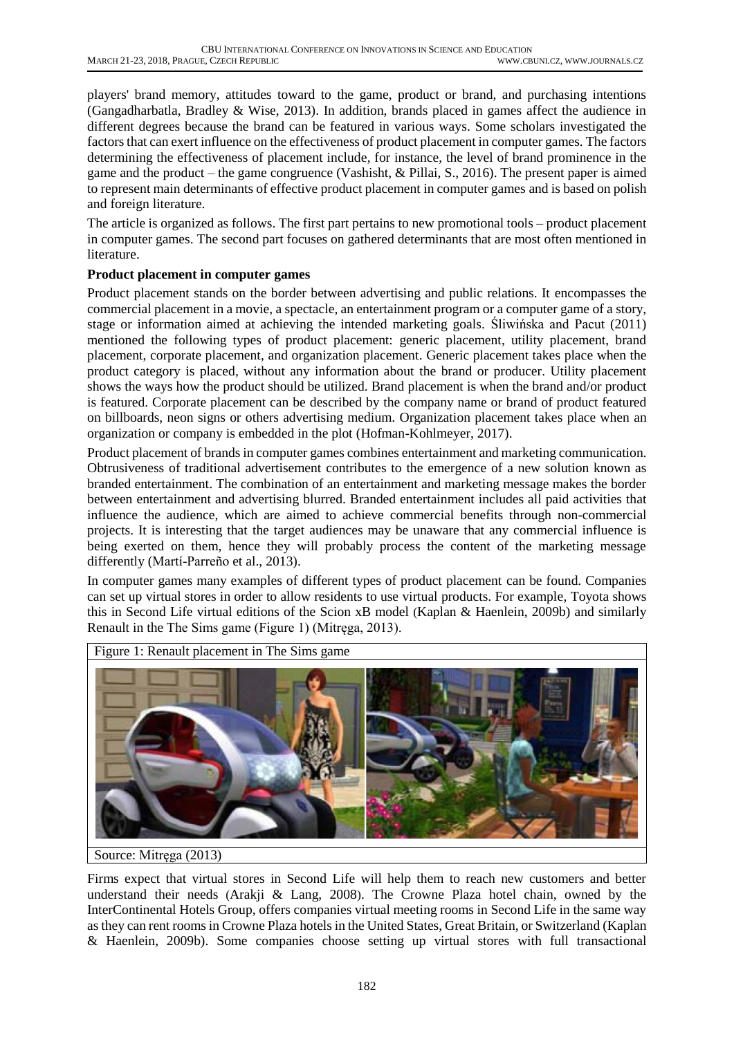players' brand memory, attitudes toward to the game, product or brand, and purchasing intentions (Gangadharbatla, Bradley & Wise, 2013). In addition, brands placed in games affect the audience in different degrees because the brand can be featured in various ways. Some scholars investigated the factors that can exert influence on the effectiveness of product placement in computer games. The factors determining the effectiveness of placement include, for instance, the level of brand prominence in the game and the product – the game congruence (Vashisht, & Pillai, S., 2016). The present paper is aimed to represent main determinants of effective product placement in computer games and is based on polish and foreign literature.

The article is organized as follows. The first part pertains to new promotional tools – product placement in computer games. The second part focuses on gathered determinants that are most often mentioned in literature.

**Product placement in computer games**

Product placement stands on the border between advertising and public relations. It encompasses the commercial placement in a movie, a spectacle, an entertainment program or a computer game of a story, stage or information aimed at achieving the intended marketing goals. Śliwińska and Pacut (2011) mentioned the following types of product placement: generic placement, utility placement, brand placement, corporate placement, and organization placement. Generic placement takes place when the product category is placed, without any information about the brand or producer. Utility placement shows the ways how the product should be utilized. Brand placement is when the brand and/or product is featured. Corporate placement can be described by the company name or brand of product featured on billboards, neon signs or others advertising medium. Organization placement takes place when an organization or company is embedded in the plot (Hofman-Kohlmeyer, 2017).

Product placement of brands in computer games combines entertainment and marketing communication. Obtrusiveness of traditional advertisement contributes to the emergence of a new solution known as branded entertainment. The combination of an entertainment and marketing message makes the border between entertainment and advertising blurred. Branded entertainment includes all paid activities that influence the audience, which are aimed to achieve commercial benefits through non-commercial projects. It is interesting that the target audiences may be unaware that any commercial influence is being exerted on them, hence they will probably process the content of the marketing message differently (Martí-Parreño et al., 2013).

In computer games many examples of different types of product placement can be found. Companies can set up virtual stores in order to allow residents to use virtual products. For example, Toyota shows this in Second Life virtual editions of the Scion xB model (Kaplan & Haenlein, 2009b) and similarly Renault in the The Sims game (Figure 1) (Mitręga, 2013).

Figure 1: Renault placement in The Sims game

Source: Mitręga (2013)

Firms expect that virtual stores in Second Life will help them to reach new customers and better understand their needs (Arakji & Lang, 2008). The Crowne Plaza hotel chain, owned by the InterContinental Hotels Group, offers companies virtual meeting rooms in Second Life in the same way as they can rent rooms in Crowne Plaza hotels in the United States, Great Britain, or Switzerland (Kaplan & Haenlein, 2009b). Some companies choose setting up virtual stores with full transactional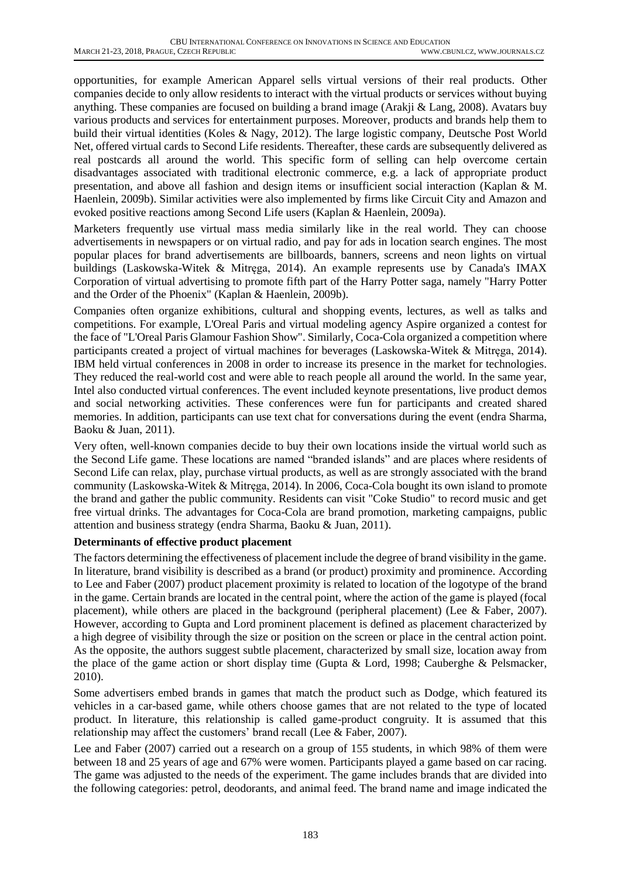opportunities, for example American Apparel sells virtual versions of their real products. Other companies decide to only allow residents to interact with the virtual products or services without buying anything. These companies are focused on building a brand image (Arakji & Lang, 2008). Avatars buy various products and services for entertainment purposes. Moreover, products and brands help them to build their virtual identities (Koles & Nagy, 2012). The large logistic company, Deutsche Post World Net, offered virtual cards to Second Life residents. Thereafter, these cards are subsequently delivered as real postcards all around the world. This specific form of selling can help overcome certain disadvantages associated with traditional electronic commerce, e.g. a lack of appropriate product presentation, and above all fashion and design items or insufficient social interaction (Kaplan & M. Haenlein, 2009b). Similar activities were also implemented by firms like Circuit City and Amazon and evoked positive reactions among Second Life users (Kaplan & Haenlein, 2009a).

Marketers frequently use virtual mass media similarly like in the real world. They can choose advertisements in newspapers or on virtual radio, and pay for ads in location search engines. The most popular places for brand advertisements are billboards, banners, screens and neon lights on virtual buildings (Laskowska-Witek & Mitręga, 2014). An example represents use by Canada's IMAX Corporation of virtual advertising to promote fifth part of the Harry Potter saga, namely "Harry Potter and the Order of the Phoenix" (Kaplan & Haenlein, 2009b).

Companies often organize exhibitions, cultural and shopping events, lectures, as well as talks and competitions. For example, L'Oreal Paris and virtual modeling agency Aspire organized a contest for the face of "L'Oreal Paris Glamour Fashion Show". Similarly, Coca-Cola organized a competition where participants created a project of virtual machines for beverages (Laskowska-Witek & Mitręga, 2014). IBM held virtual conferences in 2008 in order to increase its presence in the market for technologies. They reduced the real-world cost and were able to reach people all around the world. In the same year, Intel also conducted virtual conferences. The event included keynote presentations, live product demos and social networking activities. These conferences were fun for participants and created shared memories. In addition, participants can use text chat for conversations during the event (endra Sharma, Baoku & Juan, 2011).

Very often, well-known companies decide to buy their own locations inside the virtual world such as the Second Life game. These locations are named "branded islands" and are places where residents of Second Life can relax, play, purchase virtual products, as well as are strongly associated with the brand community (Laskowska-Witek & Mitręga, 2014). In 2006, Coca-Cola bought its own island to promote the brand and gather the public community. Residents can visit "Coke Studio" to record music and get free virtual drinks. The advantages for Coca-Cola are brand promotion, marketing campaigns, public attention and business strategy (endra Sharma, Baoku & Juan, 2011).

**Determinants of effective product placement**

The factors determining the effectiveness of placement include the degree of brand visibility in the game. In literature, brand visibility is described as a brand (or product) proximity and prominence. According to Lee and Faber (2007) product placement proximity is related to location of the logotype of the brand in the game. Certain brands are located in the central point, where the action of the game is played (focal placement), while others are placed in the background (peripheral placement) (Lee & Faber, 2007). However, according to Gupta and Lord prominent placement is defined as placement characterized by a high degree of visibility through the size or position on the screen or place in the central action point. As the opposite, the authors suggest subtle placement, characterized by small size, location away from the place of the game action or short display time (Gupta & Lord, 1998; Cauberghe & Pelsmacker, 2010).

Some advertisers embed brands in games that match the product such as Dodge, which featured its vehicles in a car-based game, while others choose games that are not related to the type of located product. In literature, this relationship is called game-product congruity. It is assumed that this relationship may affect the customers' brand recall (Lee & Faber, 2007).

Lee and Faber (2007) carried out a research on a group of 155 students, in which 98% of them were between 18 and 25 years of age and 67% were women. Participants played a game based on car racing. The game was adjusted to the needs of the experiment. The game includes brands that are divided into the following categories: petrol, deodorants, and animal feed. The brand name and image indicated the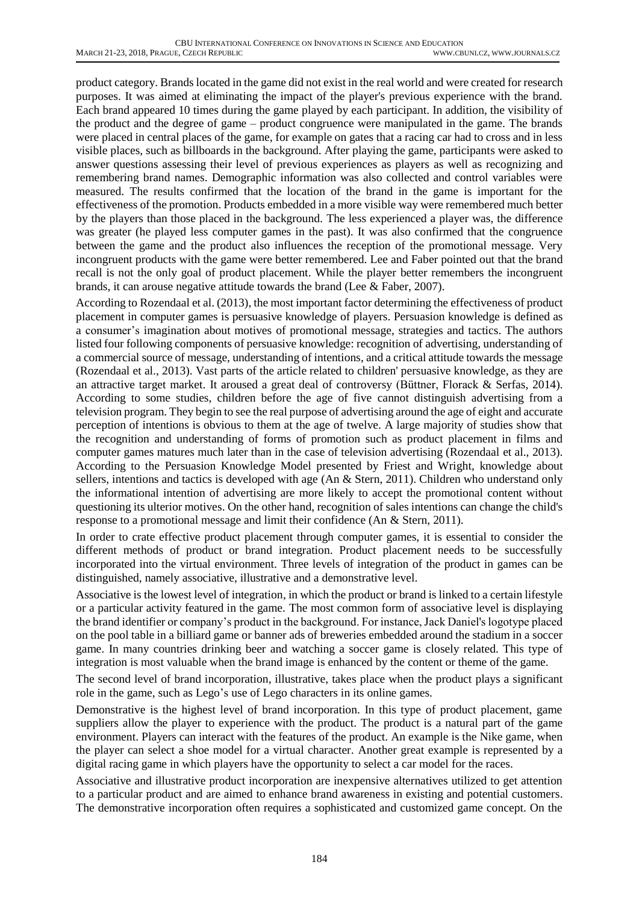product category. Brands located in the game did not exist in the real world and were created for research purposes. It was aimed at eliminating the impact of the player's previous experience with the brand. Each brand appeared 10 times during the game played by each participant. In addition, the visibility of the product and the degree of game – product congruence were manipulated in the game. The brands were placed in central places of the game, for example on gates that a racing car had to cross and in less visible places, such as billboards in the background. After playing the game, participants were asked to answer questions assessing their level of previous experiences as players as well as recognizing and remembering brand names. Demographic information was also collected and control variables were measured. The results confirmed that the location of the brand in the game is important for the effectiveness of the promotion. Products embedded in a more visible way were remembered much better by the players than those placed in the background. The less experienced a player was, the difference was greater (he played less computer games in the past). It was also confirmed that the congruence between the game and the product also influences the reception of the promotional message. Very incongruent products with the game were better remembered. Lee and Faber pointed out that the brand recall is not the only goal of product placement. While the player better remembers the incongruent brands, it can arouse negative attitude towards the brand (Lee & Faber, 2007).

According to Rozendaal et al. (2013), the most important factor determining the effectiveness of product placement in computer games is persuasive knowledge of players. Persuasion knowledge is defined as a consumer's imagination about motives of promotional message, strategies and tactics. The authors listed four following components of persuasive knowledge: recognition of advertising, understanding of a commercial source of message, understanding of intentions, and a critical attitude towards the message (Rozendaal et al., 2013). Vast parts of the article related to children' persuasive knowledge, as they are an attractive target market. It aroused a great deal of controversy (Büttner, Florack & Serfas, 2014). According to some studies, children before the age of five cannot distinguish advertising from a television program. They begin to see the real purpose of advertising around the age of eight and accurate perception of intentions is obvious to them at the age of twelve. A large majority of studies show that the recognition and understanding of forms of promotion such as product placement in films and computer games matures much later than in the case of television advertising (Rozendaal et al., 2013). According to the Persuasion Knowledge Model presented by Friest and Wright, knowledge about sellers, intentions and tactics is developed with age (An & Stern, 2011). Children who understand only the informational intention of advertising are more likely to accept the promotional content without questioning its ulterior motives. On the other hand, recognition of sales intentions can change the child's response to a promotional message and limit their confidence (An & Stern, 2011).

In order to crate effective product placement through computer games, it is essential to consider the different methods of product or brand integration. Product placement needs to be successfully incorporated into the virtual environment. Three levels of integration of the product in games can be distinguished, namely associative, illustrative and a demonstrative level.

Associative is the lowest level of integration, in which the product or brand is linked to a certain lifestyle or a particular activity featured in the game. The most common form of associative level is displaying the brand identifier or company's product in the background. For instance, Jack Daniel's logotype placed on the pool table in a billiard game or banner ads of breweries embedded around the stadium in a soccer game. In many countries drinking beer and watching a soccer game is closely related. This type of integration is most valuable when the brand image is enhanced by the content or theme of the game.

The second level of brand incorporation, illustrative, takes place when the product plays a significant role in the game, such as Lego's use of Lego characters in its online games.

Demonstrative is the highest level of brand incorporation. In this type of product placement, game suppliers allow the player to experience with the product. The product is a natural part of the game environment. Players can interact with the features of the product. An example is the Nike game, when the player can select a shoe model for a virtual character. Another great example is represented by a digital racing game in which players have the opportunity to select a car model for the races.

Associative and illustrative product incorporation are inexpensive alternatives utilized to get attention to a particular product and are aimed to enhance brand awareness in existing and potential customers. The demonstrative incorporation often requires a sophisticated and customized game concept. On the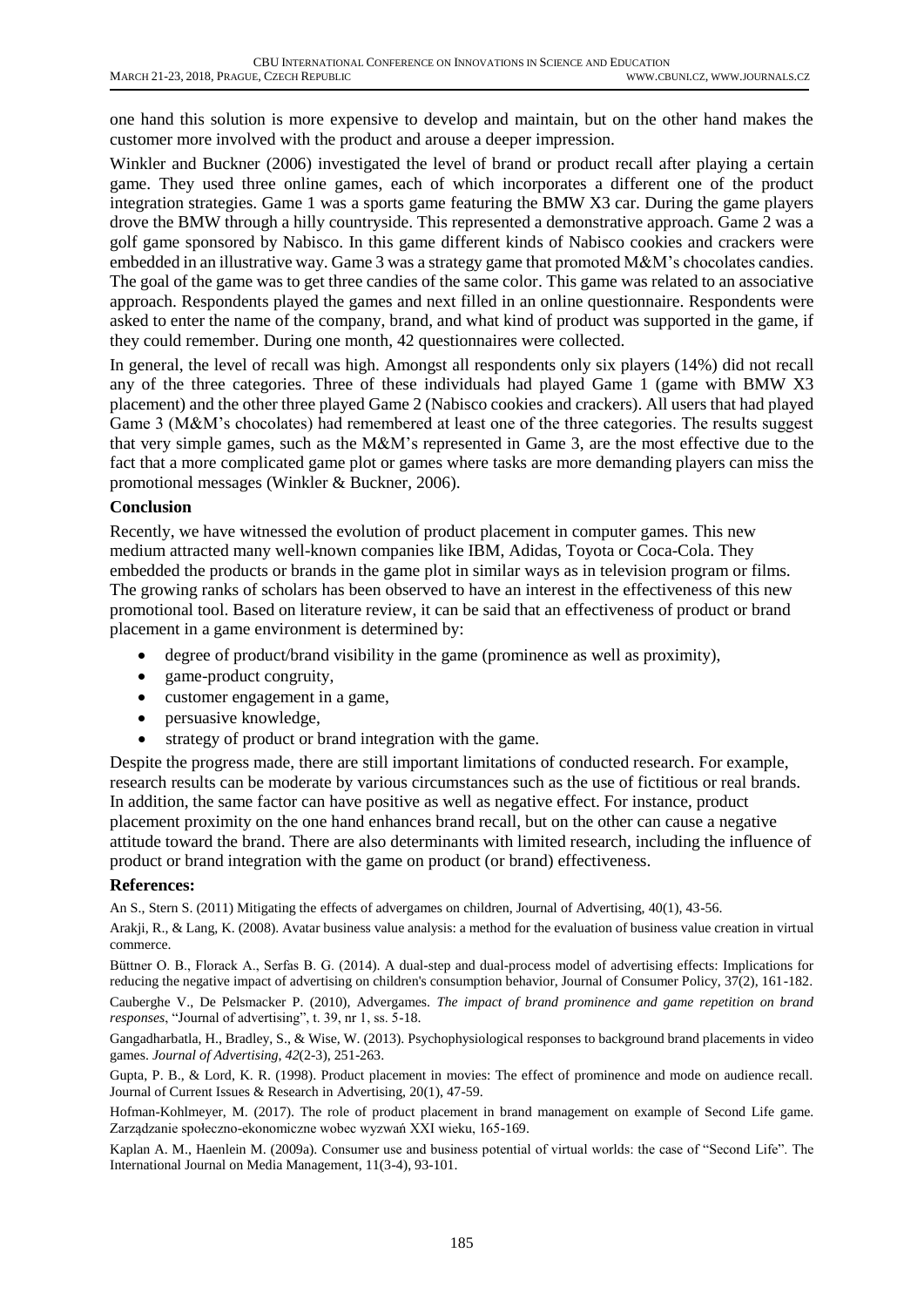one hand this solution is more expensive to develop and maintain, but on the other hand makes the customer more involved with the product and arouse a deeper impression.

Winkler and Buckner (2006) investigated the level of brand or product recall after playing a certain game. They used three online games, each of which incorporates a different one of the product integration strategies. Game 1 was a sports game featuring the BMW X3 car. During the game players drove the BMW through a hilly countryside. This represented a demonstrative approach. Game 2 was a golf game sponsored by Nabisco. In this game different kinds of Nabisco cookies and crackers were embedded in an illustrative way. Game 3 was a strategy game that promoted M&M's chocolates candies. The goal of the game was to get three candies of the same color. This game was related to an associative approach. Respondents played the games and next filled in an online questionnaire. Respondents were asked to enter the name of the company, brand, and what kind of product was supported in the game, if they could remember. During one month, 42 questionnaires were collected.

In general, the level of recall was high. Amongst all respondents only six players (14%) did not recall any of the three categories. Three of these individuals had played Game 1 (game with BMW X3 placement) and the other three played Game 2 (Nabisco cookies and crackers). All users that had played Game 3 (M&M's chocolates) had remembered at least one of the three categories. The results suggest that very simple games, such as the M&M's represented in Game 3, are the most effective due to the fact that a more complicated game plot or games where tasks are more demanding players can miss the promotional messages (Winkler & Buckner, 2006).

## Conclusion

Recently, we have witnessed the evolution of product placement in computer games. This new medium attracted many well-known companies like IBM, Adidas, Toyota or Coca-Cola. They embedded the products or brands in the game plot in similar ways as in television program or films. The growing ranks of scholars has been observed to have an interest in the effectiveness of this new promotional tool. Based on literature review, it can be said that an effectiveness of product or brand placement in a game environment is determined by:

- degree of product/brand visibility in the game (prominence as well as proximity),
- game-product congruity,
- customer engagement in a game,
- persuasive knowledge,
- strategy of product or brand integration with the game.

Despite the progress made, there are still important limitations of conducted research. For example, research results can be moderate by various circumstances such as the use of fictitious or real brands. In addition, the same factor can have positive as well as negative effect. For instance, product placement proximity on the one hand enhances brand recall, but on the other can cause a negative attitude toward the brand. There are also determinants with limited research, including the influence of product or brand integration with the game on product (or brand) effectiveness.

## References:

An S., Stern S. (2011) Mitigating the effects of advergames on children, Journal of Advertising, 40(1), 43-56.

Arakji, R., & Lang, K. (2008). Avatar business value analysis: a method for the evaluation of business value creation in virtual commerce.

Büttner O. B., Florack A., Serfas B. G. (2014). A dual-step and dual-process model of advertising effects: Implications for reducing the negative impact of advertising on children's consumption behavior, Journal of Consumer Policy, 37(2), 161-182.

Cauberghe V., De Pelsmacker P. (2010), Advergames. *The impact of brand prominence and game repetition on brand responses*, "Journal of advertising", t. 39, nr 1, ss. 5-18.

Gangadharbatla, H., Bradley, S., & Wise, W. (2013). Psychophysiological responses to background brand placements in video games. *Journal of Advertising*, *42*(2-3), 251-263.

Gupta, P. B., & Lord, K. R. (1998). Product placement in movies: The effect of prominence and mode on audience recall. Journal of Current Issues & Research in Advertising, 20(1), 47-59.

Hofman-Kohlmeyer, M. (2017). The role of product placement in brand management on example of Second Life game. Zarządzanie społeczno-ekonomiczne wobec wyzwań XXI wieku, 165-169.

Kaplan A. M., Haenlein M. (2009a). Consumer use and business potential of virtual worlds: the case of "Second Life". The International Journal on Media Management, 11(3-4), 93-101.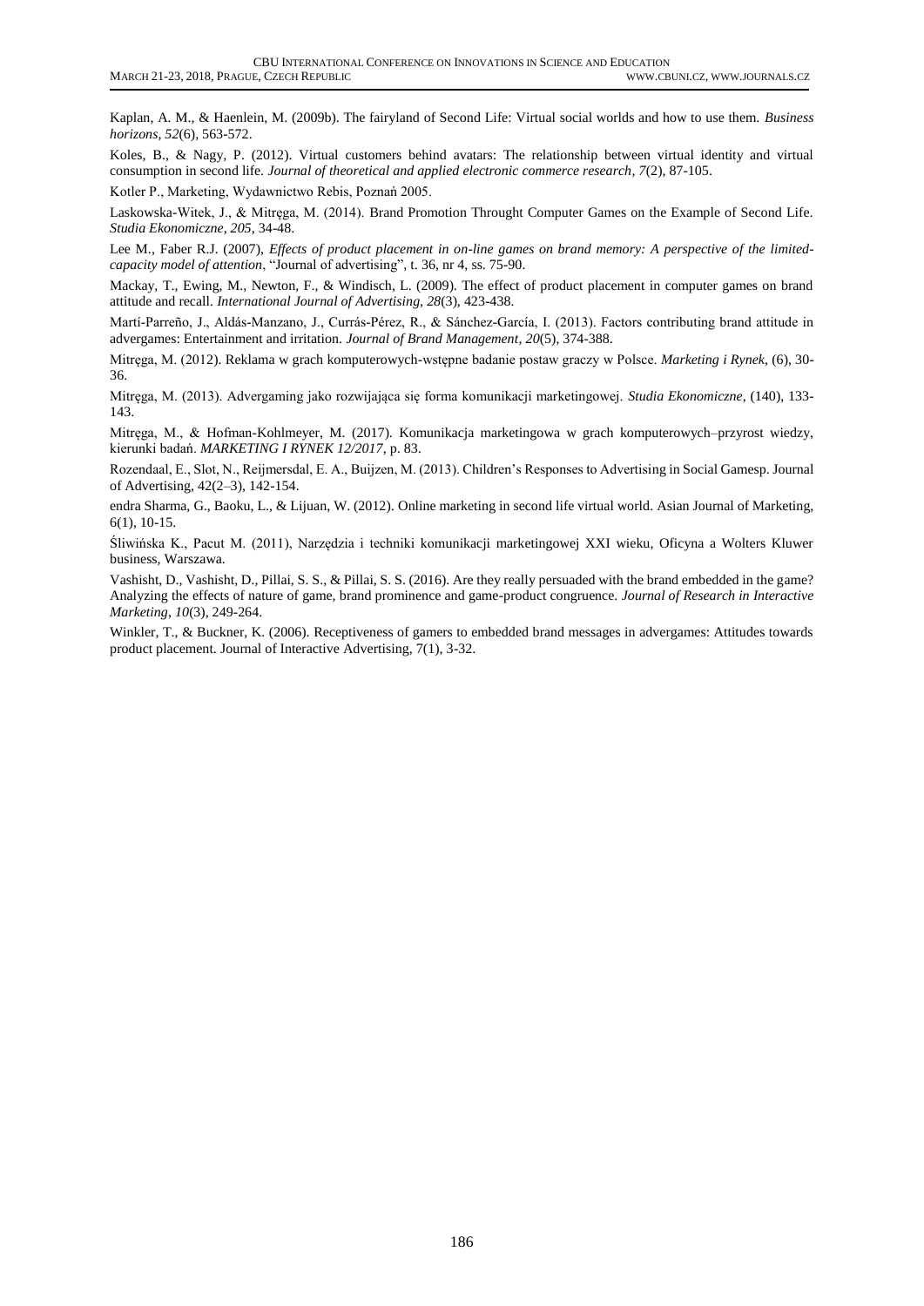Kaplan, A. M., & Haenlein, M. (2009b). The fairyland of Second Life: Virtual social worlds and how to use them. *Business horizons*, *52*(6), 563-572.

Koles, B., & Nagy, P. (2012). Virtual customers behind avatars: The relationship between virtual identity and virtual consumption in second life. *Journal of theoretical and applied electronic commerce research*, *7*(2), 87-105.

Kotler P., Marketing, Wydawnictwo Rebis, Poznań 2005.

Laskowska-Witek, J., & Mitręga, M. (2014). Brand Promotion Throught Computer Games on the Example of Second Life. *Studia Ekonomiczne*, *205*, 34-48.

Lee M., Faber R.J. (2007), *Effects of product placement in on-line games on brand memory: A perspective of the limited-capacity model of attention*, "Journal of advertising", t. 36, nr 4, ss. 75-90.

Mackay, T., Ewing, M., Newton, F., & Windisch, L. (2009). The effect of product placement in computer games on brand attitude and recall. *International Journal of Advertising*, *28*(3), 423-438.

Martí-Parreño, J., Aldás-Manzano, J., Currás-Pérez, R., & Sánchez-García, I. (2013). Factors contributing brand attitude in advergames: Entertainment and irritation. *Journal of Brand Management*, *20*(5), 374-388.

Mitręga, M. (2012). Reklama w grach komputerowych-wstępne badanie postaw graczy w Polsce. *Marketing i Rynek*, (6), 30-36.

Mitręga, M. (2013). Advergaming jako rozwijająca się forma komunikacji marketingowej. *Studia Ekonomiczne*, (140), 133-143.

Mitręga, M., & Hofman-Kohlmeyer, M. (2017). Komunikacja marketingowa w grach komputerowych–przyrost wiedzy, kierunki badań. *MARKETING I RYNEK 12/2017*, p. 83.

Rozendaal, E., Slot, N., Reijmersdal, E. A., Buijzen, M. (2013). Children's Responses to Advertising in Social Gamesp. Journal of Advertising, 42(2–3), 142-154.

endra Sharma, G., Baoku, L., & Lijuan, W. (2012). Online marketing in second life virtual world. Asian Journal of Marketing, 6(1), 10-15.

Śliwińska K., Pacut M. (2011), Narzędzia i techniki komunikacji marketingowej XXI wieku, Oficyna a Wolters Kluwer business, Warszawa.

Vashisht, D., Vashisht, D., Pillai, S. S., & Pillai, S. S. (2016). Are they really persuaded with the brand embedded in the game? Analyzing the effects of nature of game, brand prominence and game-product congruence. *Journal of Research in Interactive Marketing*, *10*(3), 249-264.

Winkler, T., & Buckner, K. (2006). Receptiveness of gamers to embedded brand messages in advergames: Attitudes towards product placement. Journal of Interactive Advertising, 7(1), 3-32.